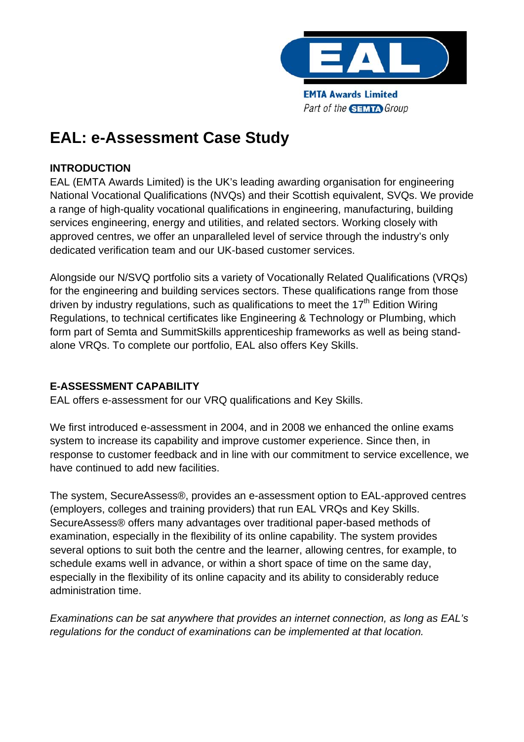EMTA Awards Limited
*Part of the SEMTA Group*

# EAL: e-Assessment Case Study

## INTRODUCTION

EAL (EMTA Awards Limited) is the UK's leading awarding organisation for engineering National Vocational Qualifications (NVQs) and their Scottish equivalent, SVQs. We provide a range of high-quality vocational qualifications in engineering, manufacturing, building services engineering, energy and utilities, and related sectors. Working closely with approved centres, we offer an unparalleled level of service through the industry's only dedicated verification team and our UK-based customer services.

Alongside our N/SVQ portfolio sits a variety of Vocationally Related Qualifications (VRQs) for the engineering and building services sectors. These qualifications range from those driven by industry regulations, such as qualifications to meet the 17th Edition Wiring Regulations, to technical certificates like Engineering & Technology or Plumbing, which form part of Semta and SummitSkills apprenticeship frameworks as well as being stand-alone VRQs. To complete our portfolio, EAL also offers Key Skills.

## E-ASSESSMENT CAPABILITY

EAL offers e-assessment for our VRQ qualifications and Key Skills.

We first introduced e-assessment in 2004, and in 2008 we enhanced the online exams system to increase its capability and improve customer experience. Since then, in response to customer feedback and in line with our commitment to service excellence, we have continued to add new facilities.

The system, SecureAssess®, provides an e-assessment option to EAL-approved centres (employers, colleges and training providers) that run EAL VRQs and Key Skills. SecureAssess® offers many advantages over traditional paper-based methods of examination, especially in the flexibility of its online capability. The system provides several options to suit both the centre and the learner, allowing centres, for example, to schedule exams well in advance, or within a short space of time on the same day, especially in the flexibility of its online capacity and its ability to considerably reduce administration time.

*Examinations can be sat anywhere that provides an internet connection, as long as EAL's regulations for the conduct of examinations can be implemented at that location.*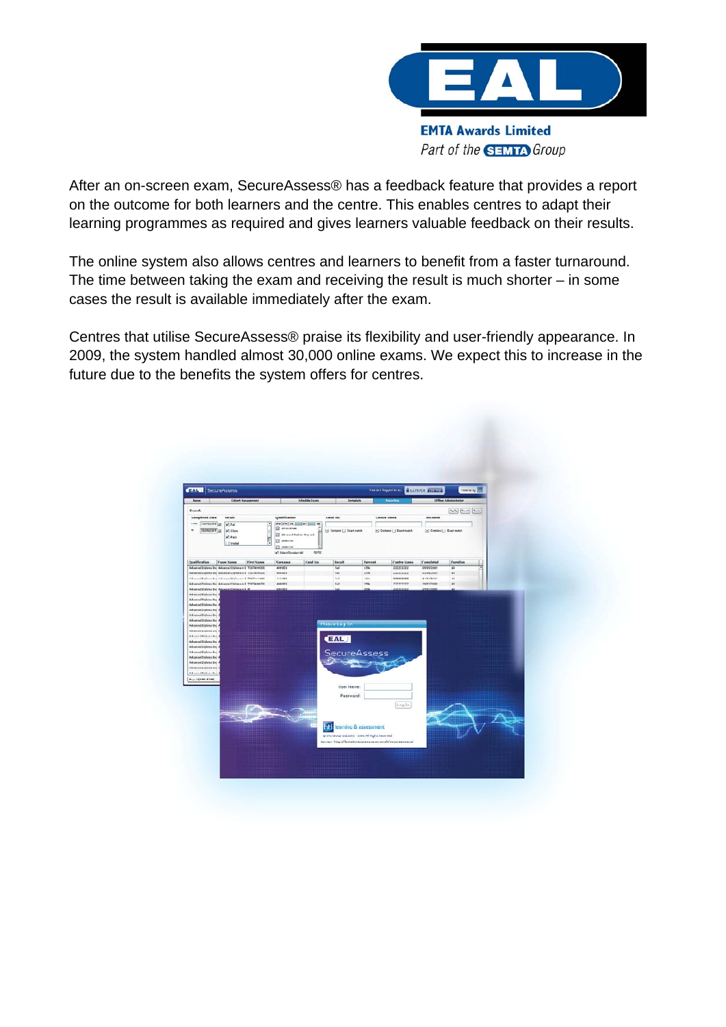After an on-screen exam, SecureAssess® has a feedback feature that provides a report on the outcome for both learners and the centre. This enables centres to adapt their learning programmes as required and gives learners valuable feedback on their results.

The online system also allows centres and learners to benefit from a faster turnaround. The time between taking the exam and receiving the result is much shorter – in some cases the result is available immediately after the exam.

Centres that utilise SecureAssess® praise its flexibility and user-friendly appearance. In 2009, the system handled almost 30,000 online exams. We expect this to increase in the future due to the benefits the system offers for centres.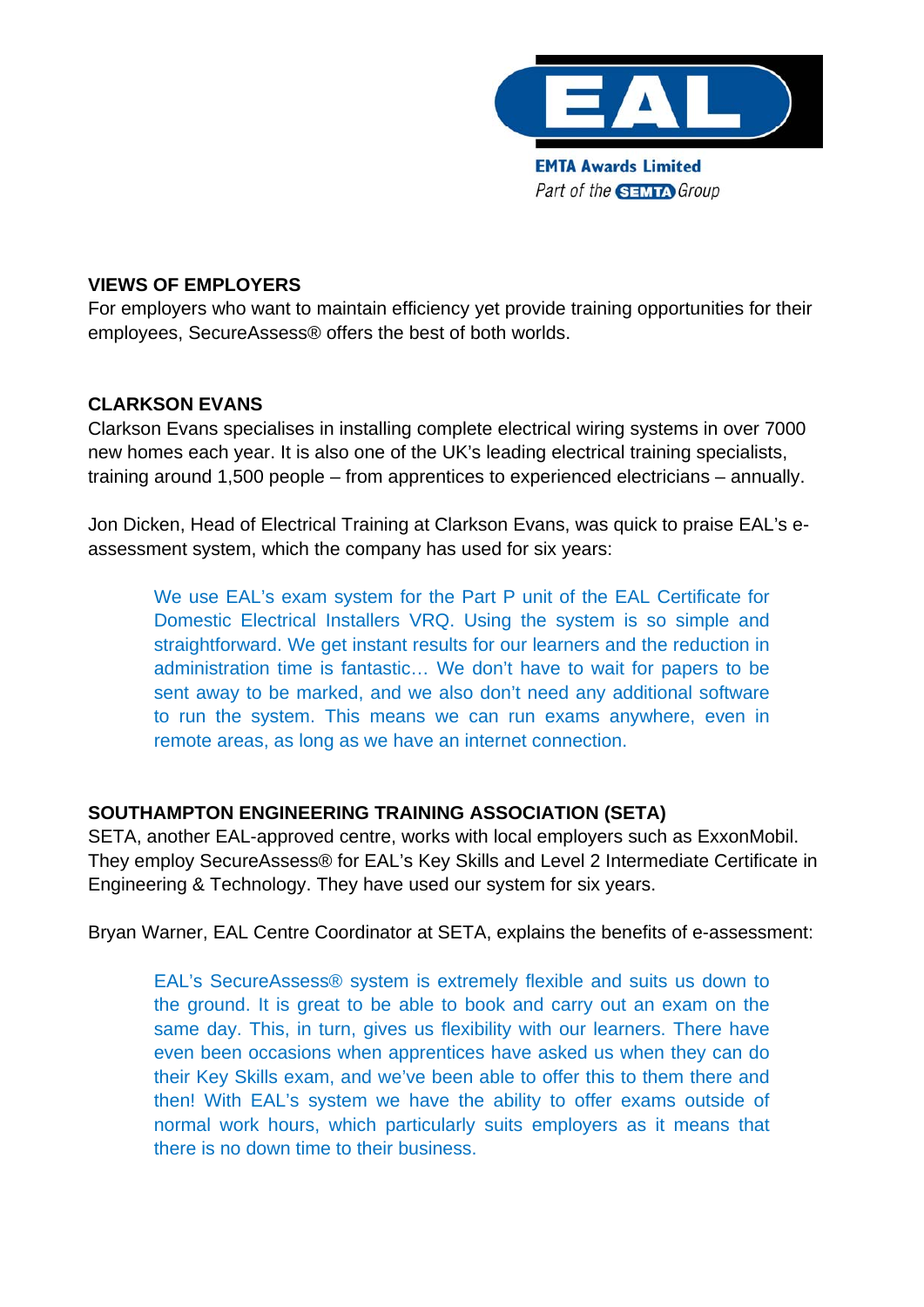## VIEWS OF EMPLOYERS

For employers who want to maintain efficiency yet provide training opportunities for their employees, SecureAssess® offers the best of both worlds.

## CLARKSON EVANS

Clarkson Evans specialises in installing complete electrical wiring systems in over 7000 new homes each year. It is also one of the UK's leading electrical training specialists, training around 1,500 people – from apprentices to experienced electricians – annually.

Jon Dicken, Head of Electrical Training at Clarkson Evans, was quick to praise EAL's e-assessment system, which the company has used for six years:

> We use EAL's exam system for the Part P unit of the EAL Certificate for Domestic Electrical Installers VRQ. Using the system is so simple and straightforward. We get instant results for our learners and the reduction in administration time is fantastic… We don't have to wait for papers to be sent away to be marked, and we also don't need any additional software to run the system. This means we can run exams anywhere, even in remote areas, as long as we have an internet connection.

## SOUTHAMPTON ENGINEERING TRAINING ASSOCIATION (SETA)

SETA, another EAL-approved centre, works with local employers such as ExxonMobil. They employ SecureAssess® for EAL's Key Skills and Level 2 Intermediate Certificate in Engineering & Technology. They have used our system for six years.

Bryan Warner, EAL Centre Coordinator at SETA, explains the benefits of e-assessment:

> EAL's SecureAssess® system is extremely flexible and suits us down to the ground. It is great to be able to book and carry out an exam on the same day. This, in turn, gives us flexibility with our learners. There have even been occasions when apprentices have asked us when they can do their Key Skills exam, and we've been able to offer this to them there and then! With EAL's system we have the ability to offer exams outside of normal work hours, which particularly suits employers as it means that there is no down time to their business.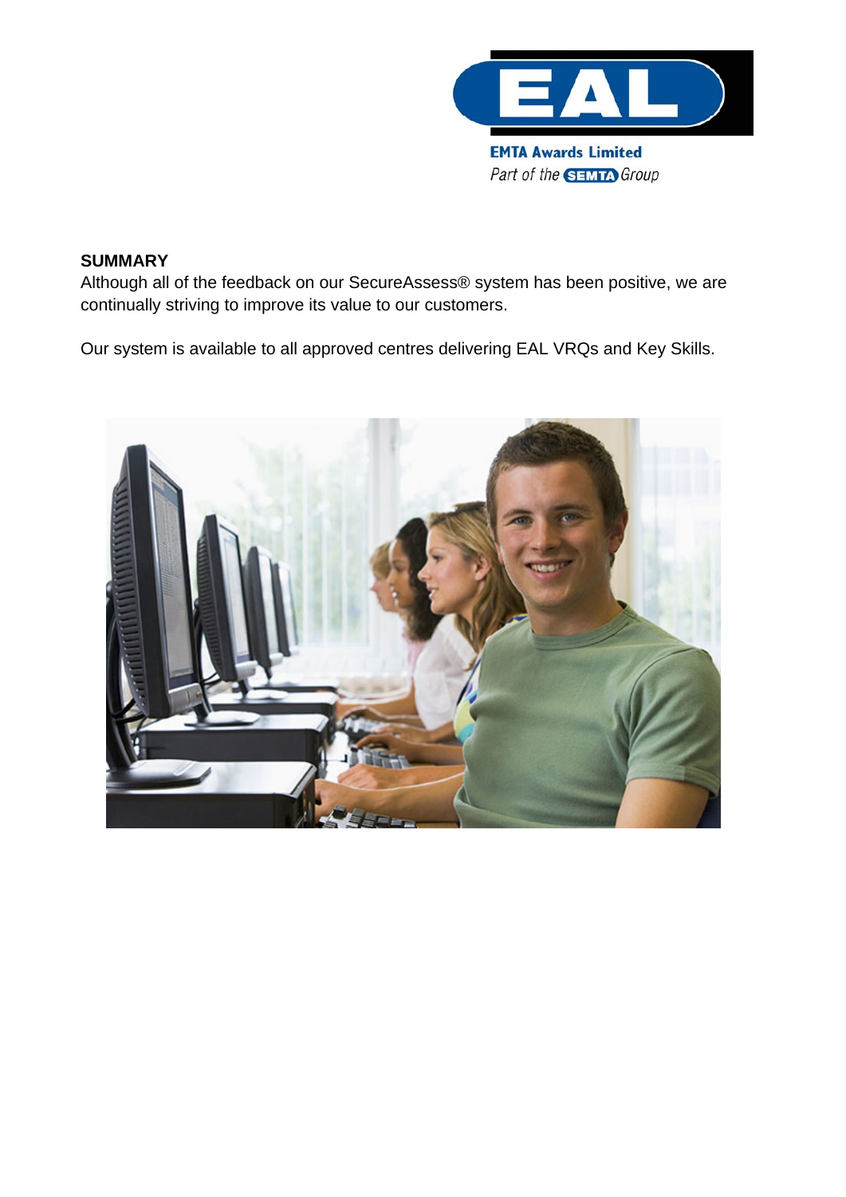EMTA Awards Limited
Part of the SEMTA Group

**SUMMARY**

Although all of the feedback on our SecureAssess® system has been positive, we are continually striving to improve its value to our customers.

Our system is available to all approved centres delivering EAL VRQs and Key Skills.